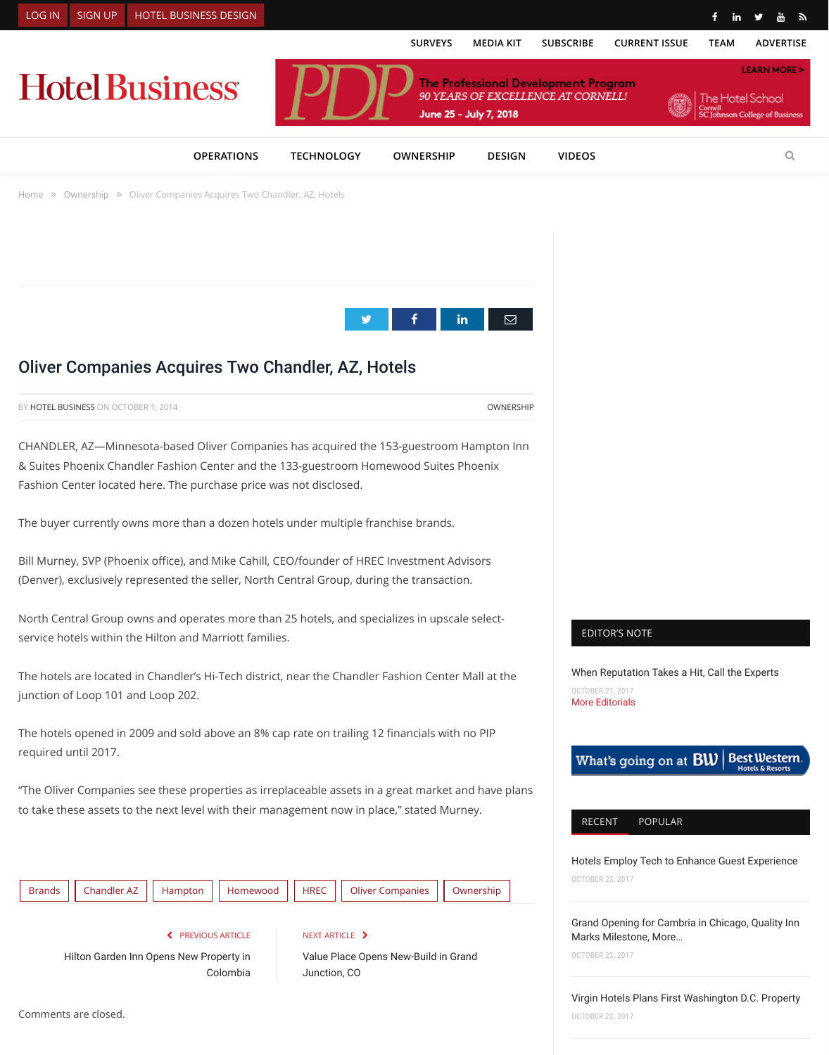Home » Ownership » Oliver Companies Acquires Two Chandler, AZ, Hotels

# Oliver Companies Acquires Two Chandler, AZ, Hotels

BY HOTEL BUSINESS ON OCTOBER 1, 2014 OWNERSHIP

CHANDLER, AZ—Minnesota-based Oliver Companies has acquired the 153-guestroom Hampton Inn & Suites Phoenix Chandler Fashion Center and the 133-guestroom Homewood Suites Phoenix Fashion Center located here. The purchase price was not disclosed.

The buyer currently owns more than a dozen hotels under multiple franchise brands.

Bill Murney, SVP (Phoenix office), and Mike Cahill, CEO/founder of HREC Investment Advisors (Denver), exclusively represented the seller, North Central Group, during the transaction.

North Central Group owns and operates more than 25 hotels, and specializes in upscale select-service hotels within the Hilton and Marriott families.

The hotels are located in Chandler's Hi-Tech district, near the Chandler Fashion Center Mall at the junction of Loop 101 and Loop 202.

The hotels opened in 2009 and sold above an 8% cap rate on trailing 12 financials with no PIP required until 2017.

"The Oliver Companies see these properties as irreplaceable assets in a great market and have plans to take these assets to the next level with their management now in place," stated Murney.

Brands | Chandler AZ | Hampton | Homewood | HREC | Oliver Companies | Ownership

PREVIOUS ARTICLE: Hilton Garden Inn Opens New Property in Colombia

NEXT ARTICLE: Value Place Opens New-Build in Grand Junction, CO

Comments are closed.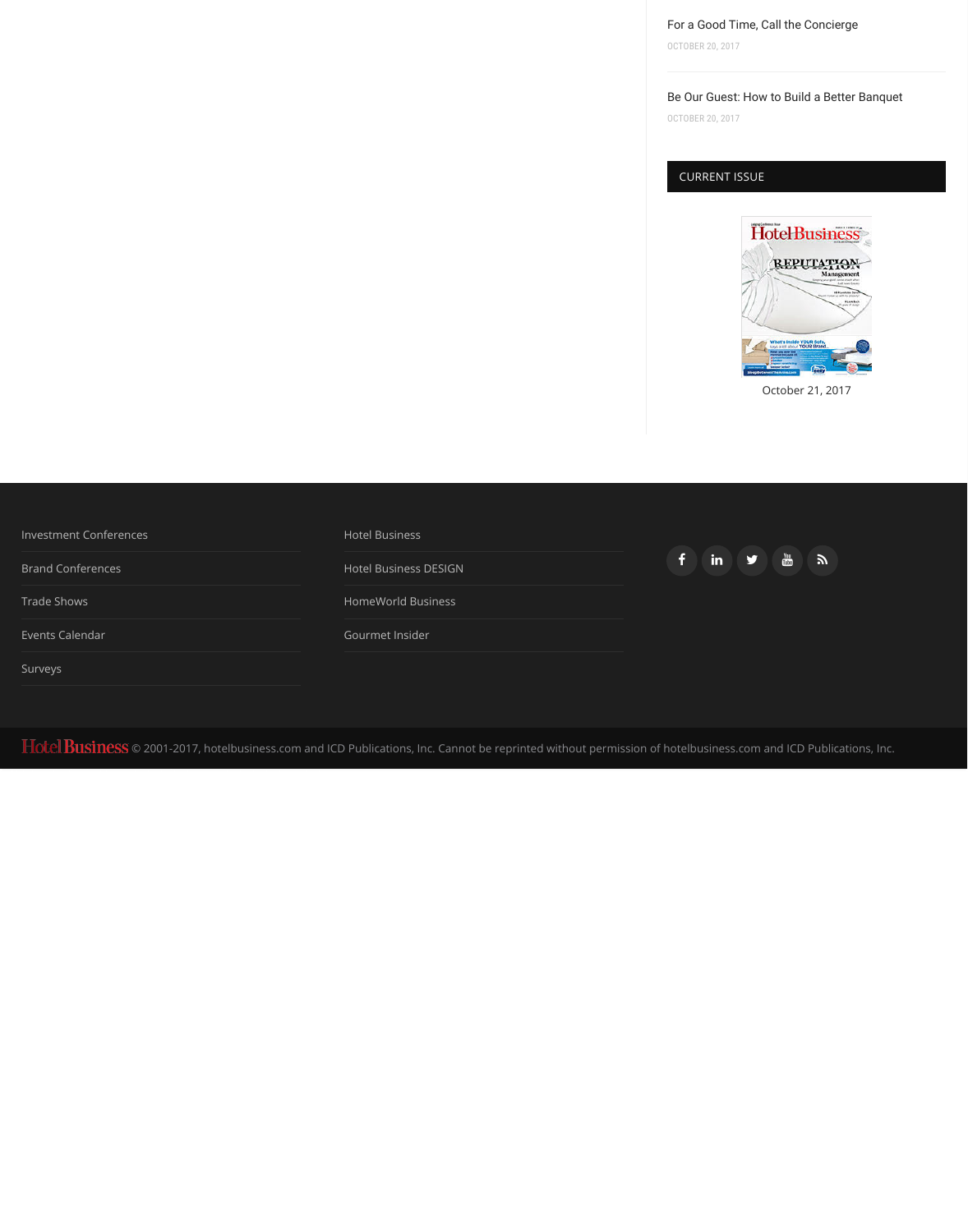For a Good Time, Call the Concierge

OCTOBER 20, 2017

Be Our Guest: How to Build a Better Banquet

OCTOBER 20, 2017

## CURRENT ISSUE

October 21, 2017

Investment Conferences

Brand Conferences

Trade Shows

Events Calendar

Surveys

Hotel Business

Hotel Business DESIGN

HomeWorld Business

Gourmet Insider

Hotel Business © 2001-2017, hotelbusiness.com and ICD Publications, Inc. Cannot be reprinted without permission of hotelbusiness.com and ICD Publications, Inc.